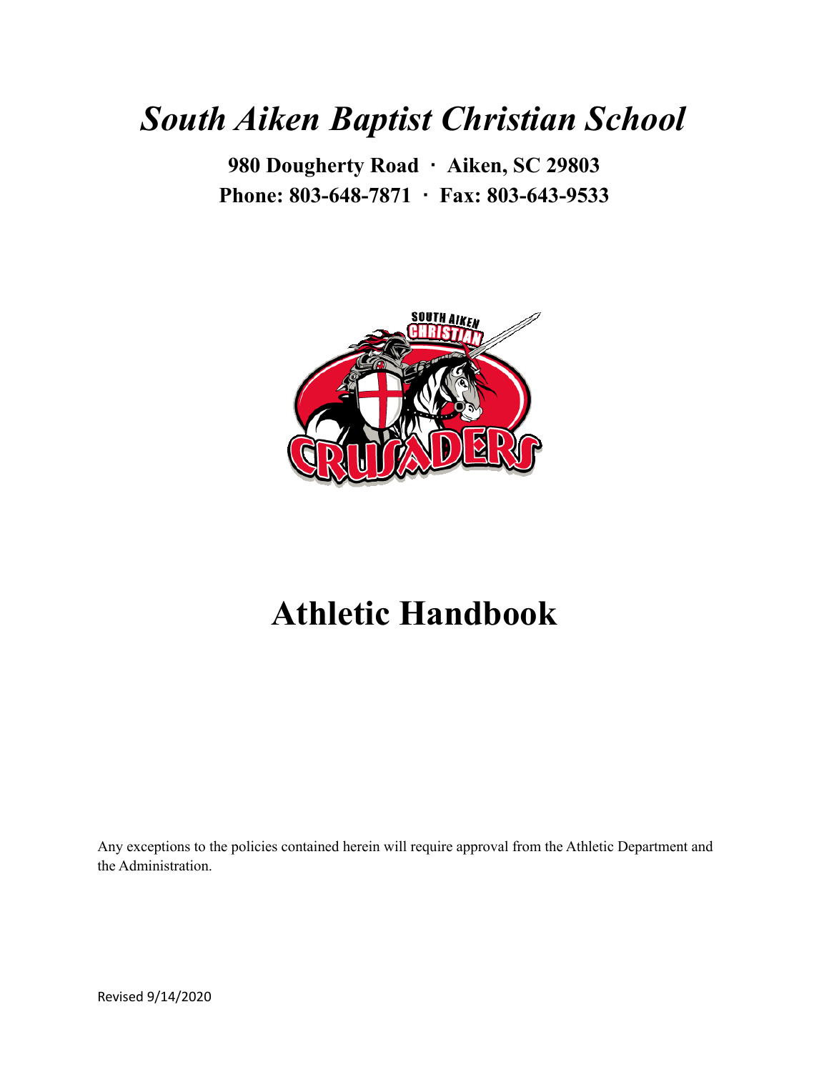# *South Aiken Baptist Christian School*

**980 Dougherty Road · Aiken, SC 29803**
**Phone: 803-648-7871 · Fax: 803-643-9533**

# Athletic Handbook

Any exceptions to the policies contained herein will require approval from the Athletic Department and the Administration.

Revised 9/14/2020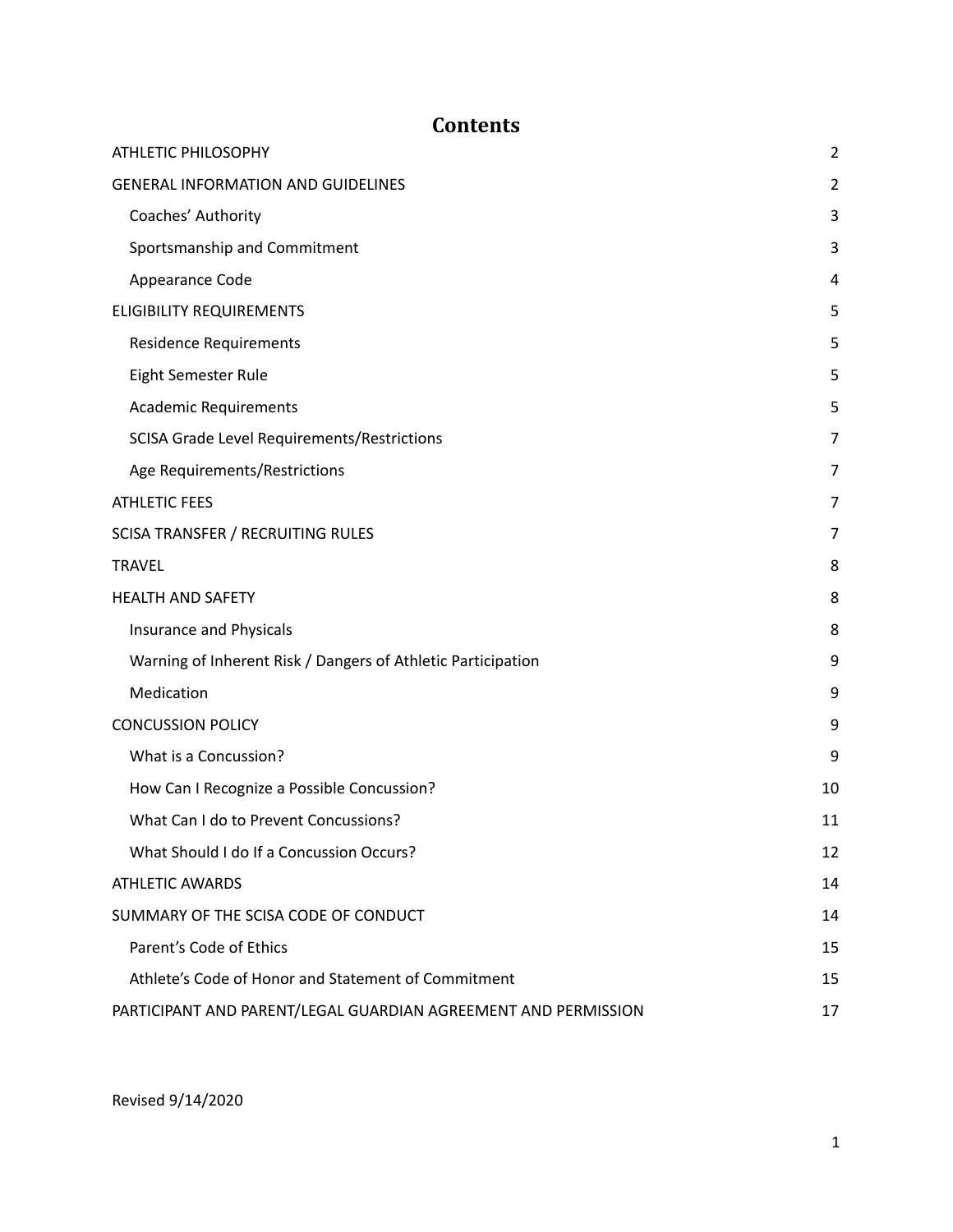# Contents

| | |
|---|---|
| ATHLETIC PHILOSOPHY | 2 |
| GENERAL INFORMATION AND GUIDELINES | 2 |
| Coaches' Authority | 3 |
| Sportsmanship and Commitment | 3 |
| Appearance Code | 4 |
| ELIGIBILITY REQUIREMENTS | 5 |
| Residence Requirements | 5 |
| Eight Semester Rule | 5 |
| Academic Requirements | 5 |
| SCISA Grade Level Requirements/Restrictions | 7 |
| Age Requirements/Restrictions | 7 |
| ATHLETIC FEES | 7 |
| SCISA TRANSFER / RECRUITING RULES | 7 |
| TRAVEL | 8 |
| HEALTH AND SAFETY | 8 |
| Insurance and Physicals | 8 |
| Warning of Inherent Risk / Dangers of Athletic Participation | 9 |
| Medication | 9 |
| CONCUSSION POLICY | 9 |
| What is a Concussion? | 9 |
| How Can I Recognize a Possible Concussion? | 10 |
| What Can I do to Prevent Concussions? | 11 |
| What Should I do If a Concussion Occurs? | 12 |
| ATHLETIC AWARDS | 14 |
| SUMMARY OF THE SCISA CODE OF CONDUCT | 14 |
| Parent's Code of Ethics | 15 |
| Athlete's Code of Honor and Statement of Commitment | 15 |
| PARTICIPANT AND PARENT/LEGAL GUARDIAN AGREEMENT AND PERMISSION | 17 |

Revised 9/14/2020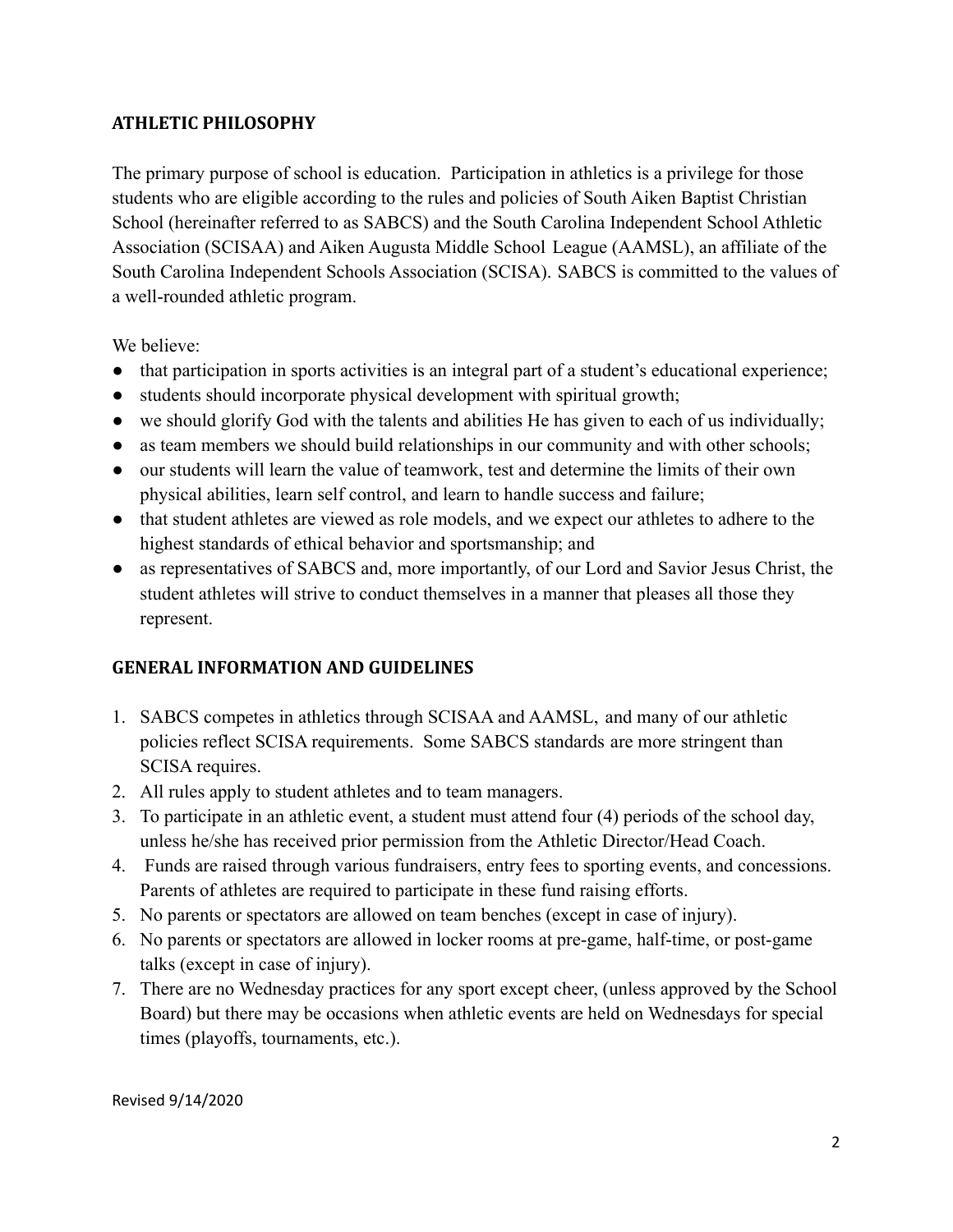## ATHLETIC PHILOSOPHY

The primary purpose of school is education. Participation in athletics is a privilege for those students who are eligible according to the rules and policies of South Aiken Baptist Christian School (hereinafter referred to as SABCS) and the South Carolina Independent School Athletic Association (SCISAA) and Aiken Augusta Middle School League (AAMSL), an affiliate of the South Carolina Independent Schools Association (SCISA). SABCS is committed to the values of a well-rounded athletic program.

We believe:

- that participation in sports activities is an integral part of a student's educational experience;
- students should incorporate physical development with spiritual growth;
- we should glorify God with the talents and abilities He has given to each of us individually;
- as team members we should build relationships in our community and with other schools;
- our students will learn the value of teamwork, test and determine the limits of their own physical abilities, learn self control, and learn to handle success and failure;
- that student athletes are viewed as role models, and we expect our athletes to adhere to the highest standards of ethical behavior and sportsmanship; and
- as representatives of SABCS and, more importantly, of our Lord and Savior Jesus Christ, the student athletes will strive to conduct themselves in a manner that pleases all those they represent.

## GENERAL INFORMATION AND GUIDELINES

1. SABCS competes in athletics through SCISAA and AAMSL, and many of our athletic policies reflect SCISA requirements. Some SABCS standards are more stringent than SCISA requires.
2. All rules apply to student athletes and to team managers.
3. To participate in an athletic event, a student must attend four (4) periods of the school day, unless he/she has received prior permission from the Athletic Director/Head Coach.
4. Funds are raised through various fundraisers, entry fees to sporting events, and concessions. Parents of athletes are required to participate in these fund raising efforts.
5. No parents or spectators are allowed on team benches (except in case of injury).
6. No parents or spectators are allowed in locker rooms at pre-game, half-time, or post-game talks (except in case of injury).
7. There are no Wednesday practices for any sport except cheer, (unless approved by the School Board) but there may be occasions when athletic events are held on Wednesdays for special times (playoffs, tournaments, etc.).

Revised 9/14/2020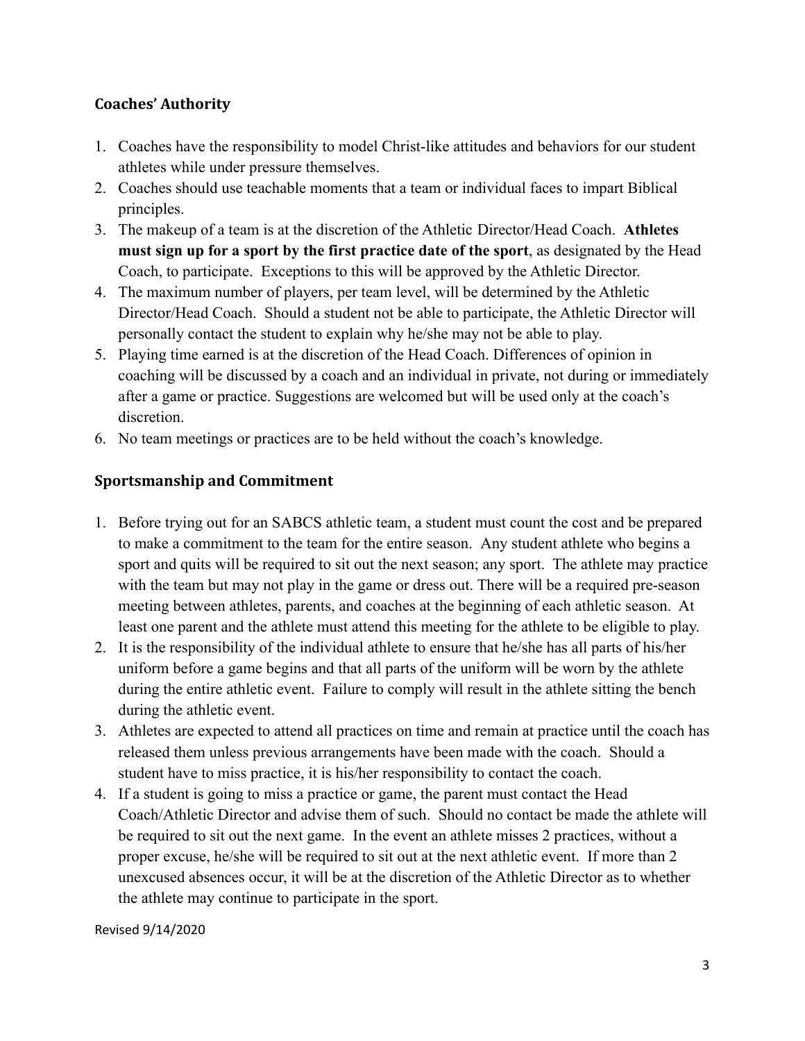## Coaches' Authority

1. Coaches have the responsibility to model Christ-like attitudes and behaviors for our student athletes while under pressure themselves.
2. Coaches should use teachable moments that a team or individual faces to impart Biblical principles.
3. The makeup of a team is at the discretion of the Athletic Director/Head Coach. **Athletes must sign up for a sport by the first practice date of the sport**, as designated by the Head Coach, to participate. Exceptions to this will be approved by the Athletic Director.
4. The maximum number of players, per team level, will be determined by the Athletic Director/Head Coach. Should a student not be able to participate, the Athletic Director will personally contact the student to explain why he/she may not be able to play.
5. Playing time earned is at the discretion of the Head Coach. Differences of opinion in coaching will be discussed by a coach and an individual in private, not during or immediately after a game or practice. Suggestions are welcomed but will be used only at the coach's discretion.
6. No team meetings or practices are to be held without the coach's knowledge.

## Sportsmanship and Commitment

1. Before trying out for an SABCS athletic team, a student must count the cost and be prepared to make a commitment to the team for the entire season. Any student athlete who begins a sport and quits will be required to sit out the next season; any sport. The athlete may practice with the team but may not play in the game or dress out. There will be a required pre-season meeting between athletes, parents, and coaches at the beginning of each athletic season. At least one parent and the athlete must attend this meeting for the athlete to be eligible to play.
2. It is the responsibility of the individual athlete to ensure that he/she has all parts of his/her uniform before a game begins and that all parts of the uniform will be worn by the athlete during the entire athletic event. Failure to comply will result in the athlete sitting the bench during the athletic event.
3. Athletes are expected to attend all practices on time and remain at practice until the coach has released them unless previous arrangements have been made with the coach. Should a student have to miss practice, it is his/her responsibility to contact the coach.
4. If a student is going to miss a practice or game, the parent must contact the Head Coach/Athletic Director and advise them of such. Should no contact be made the athlete will be required to sit out the next game. In the event an athlete misses 2 practices, without a proper excuse, he/she will be required to sit out at the next athletic event. If more than 2 unexcused absences occur, it will be at the discretion of the Athletic Director as to whether the athlete may continue to participate in the sport.

Revised 9/14/2020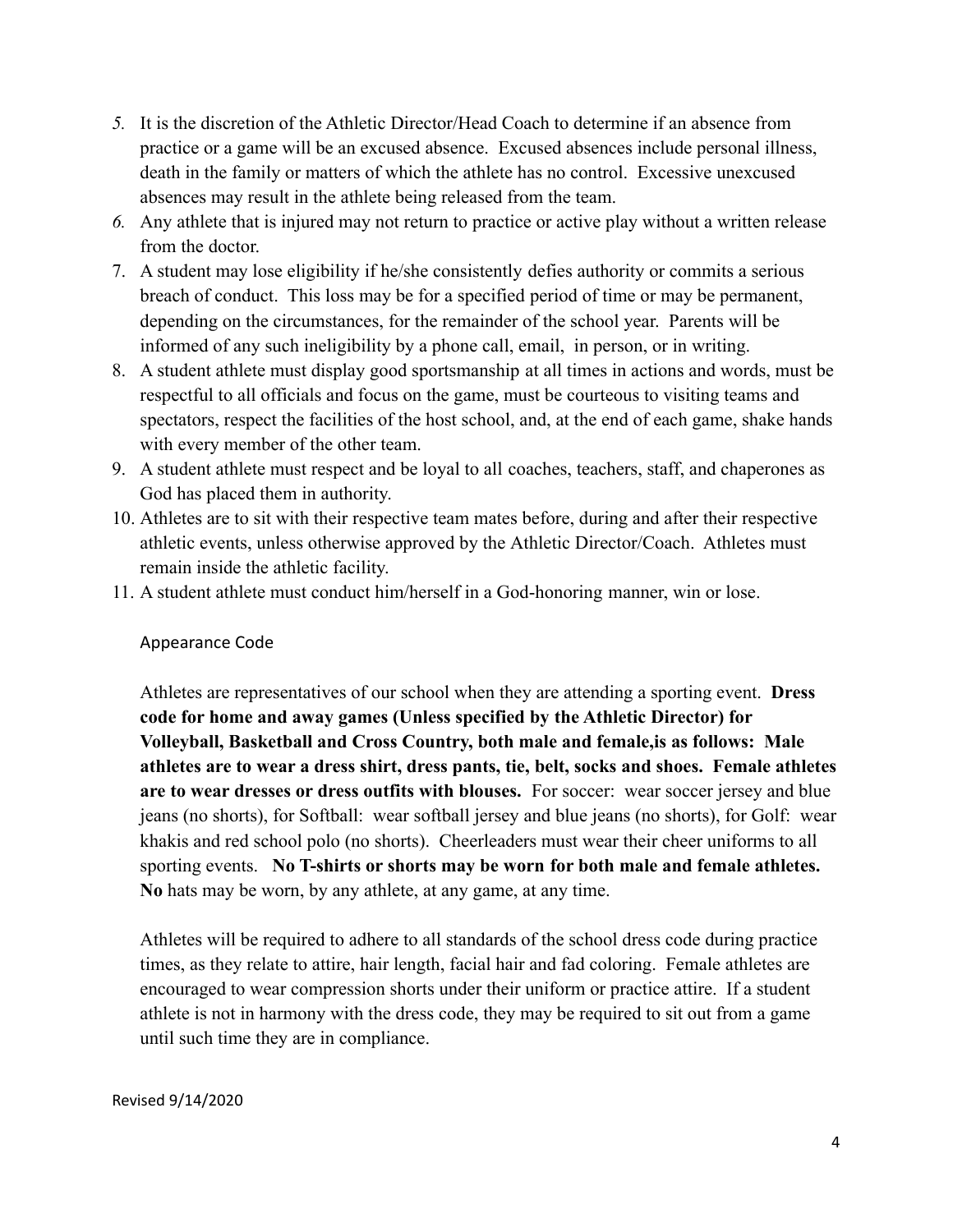5. It is the discretion of the Athletic Director/Head Coach to determine if an absence from practice or a game will be an excused absence. Excused absences include personal illness, death in the family or matters of which the athlete has no control. Excessive unexcused absences may result in the athlete being released from the team.
6. Any athlete that is injured may not return to practice or active play without a written release from the doctor.
7. A student may lose eligibility if he/she consistently defies authority or commits a serious breach of conduct. This loss may be for a specified period of time or may be permanent, depending on the circumstances, for the remainder of the school year. Parents will be informed of any such ineligibility by a phone call, email, in person, or in writing.
8. A student athlete must display good sportsmanship at all times in actions and words, must be respectful to all officials and focus on the game, must be courteous to visiting teams and spectators, respect the facilities of the host school, and, at the end of each game, shake hands with every member of the other team.
9. A student athlete must respect and be loyal to all coaches, teachers, staff, and chaperones as God has placed them in authority.
10. Athletes are to sit with their respective team mates before, during and after their respective athletic events, unless otherwise approved by the Athletic Director/Coach. Athletes must remain inside the athletic facility.
11. A student athlete must conduct him/herself in a God-honoring manner, win or lose.

## Appearance Code

Athletes are representatives of our school when they are attending a sporting event. **Dress code for home and away games (Unless specified by the Athletic Director) for Volleyball, Basketball and Cross Country, both male and female,is as follows: Male athletes are to wear a dress shirt, dress pants, tie, belt, socks and shoes. Female athletes are to wear dresses or dress outfits with blouses.** For soccer: wear soccer jersey and blue jeans (no shorts), for Softball: wear softball jersey and blue jeans (no shorts), for Golf: wear khakis and red school polo (no shorts). Cheerleaders must wear their cheer uniforms to all sporting events. **No T-shirts or shorts may be worn for both male and female athletes. No** hats may be worn, by any athlete, at any game, at any time.

Athletes will be required to adhere to all standards of the school dress code during practice times, as they relate to attire, hair length, facial hair and fad coloring. Female athletes are encouraged to wear compression shorts under their uniform or practice attire. If a student athlete is not in harmony with the dress code, they may be required to sit out from a game until such time they are in compliance.

Revised 9/14/2020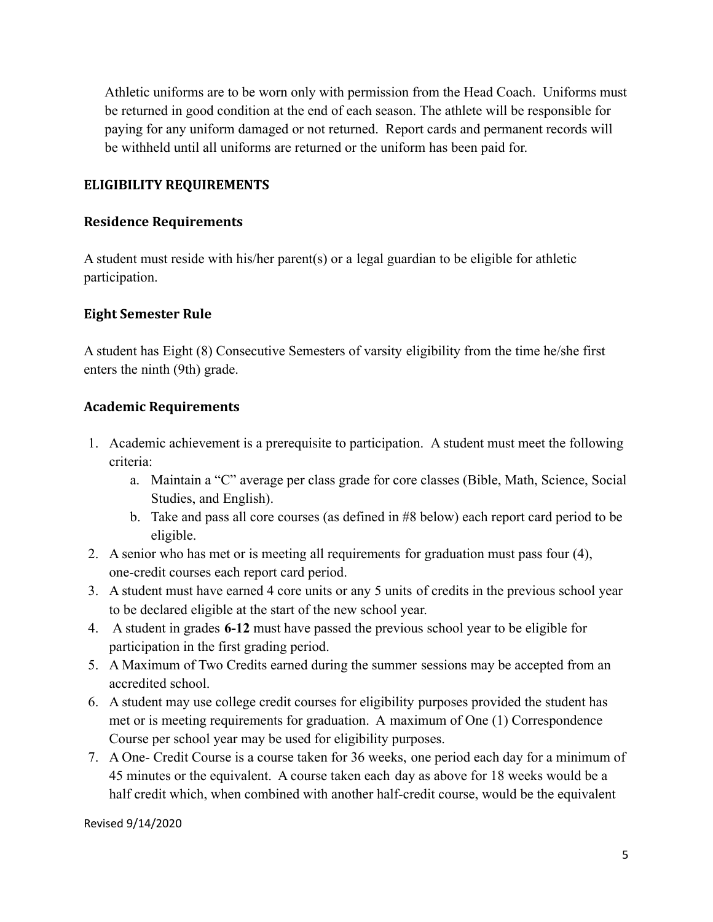Athletic uniforms are to be worn only with permission from the Head Coach. Uniforms must be returned in good condition at the end of each season. The athlete will be responsible for paying for any uniform damaged or not returned. Report cards and permanent records will be withheld until all uniforms are returned or the uniform has been paid for.

## ELIGIBILITY REQUIREMENTS

### Residence Requirements

A student must reside with his/her parent(s) or a legal guardian to be eligible for athletic participation.

### Eight Semester Rule

A student has Eight (8) Consecutive Semesters of varsity eligibility from the time he/she first enters the ninth (9th) grade.

### Academic Requirements

1. Academic achievement is a prerequisite to participation. A student must meet the following criteria:
   a. Maintain a "C" average per class grade for core classes (Bible, Math, Science, Social Studies, and English).
   b. Take and pass all core courses (as defined in #8 below) each report card period to be eligible.
2. A senior who has met or is meeting all requirements for graduation must pass four (4), one-credit courses each report card period.
3. A student must have earned 4 core units or any 5 units of credits in the previous school year to be declared eligible at the start of the new school year.
4. A student in grades **6-12** must have passed the previous school year to be eligible for participation in the first grading period.
5. A Maximum of Two Credits earned during the summer sessions may be accepted from an accredited school.
6. A student may use college credit courses for eligibility purposes provided the student has met or is meeting requirements for graduation. A maximum of One (1) Correspondence Course per school year may be used for eligibility purposes.
7. A One- Credit Course is a course taken for 36 weeks, one period each day for a minimum of 45 minutes or the equivalent. A course taken each day as above for 18 weeks would be a half credit which, when combined with another half-credit course, would be the equivalent

Revised 9/14/2020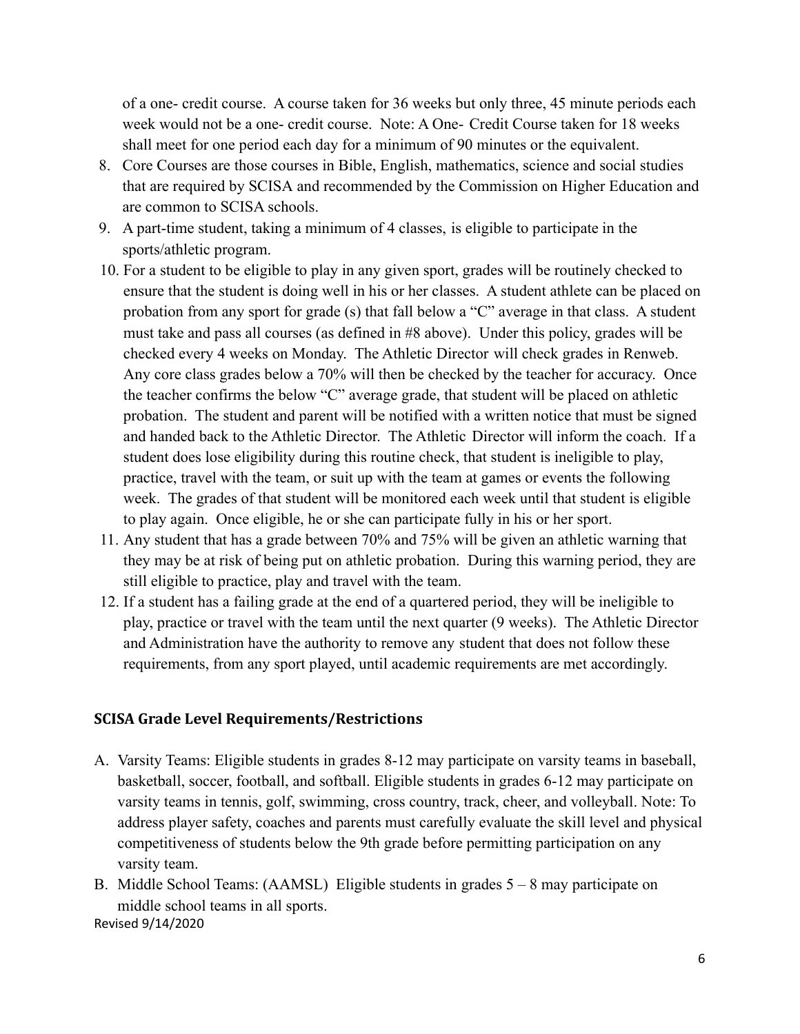of a one- credit course. A course taken for 36 weeks but only three, 45 minute periods each week would not be a one- credit course. Note: A One- Credit Course taken for 18 weeks shall meet for one period each day for a minimum of 90 minutes or the equivalent.

8. Core Courses are those courses in Bible, English, mathematics, science and social studies that are required by SCISA and recommended by the Commission on Higher Education and are common to SCISA schools.
9. A part-time student, taking a minimum of 4 classes, is eligible to participate in the sports/athletic program.
10. For a student to be eligible to play in any given sport, grades will be routinely checked to ensure that the student is doing well in his or her classes. A student athlete can be placed on probation from any sport for grade (s) that fall below a "C" average in that class. A student must take and pass all courses (as defined in #8 above). Under this policy, grades will be checked every 4 weeks on Monday. The Athletic Director will check grades in Renweb. Any core class grades below a 70% will then be checked by the teacher for accuracy. Once the teacher confirms the below "C" average grade, that student will be placed on athletic probation. The student and parent will be notified with a written notice that must be signed and handed back to the Athletic Director. The Athletic Director will inform the coach. If a student does lose eligibility during this routine check, that student is ineligible to play, practice, travel with the team, or suit up with the team at games or events the following week. The grades of that student will be monitored each week until that student is eligible to play again. Once eligible, he or she can participate fully in his or her sport.
11. Any student that has a grade between 70% and 75% will be given an athletic warning that they may be at risk of being put on athletic probation. During this warning period, they are still eligible to practice, play and travel with the team.
12. If a student has a failing grade at the end of a quartered period, they will be ineligible to play, practice or travel with the team until the next quarter (9 weeks). The Athletic Director and Administration have the authority to remove any student that does not follow these requirements, from any sport played, until academic requirements are met accordingly.

### SCISA Grade Level Requirements/Restrictions

A. Varsity Teams: Eligible students in grades 8-12 may participate on varsity teams in baseball, basketball, soccer, football, and softball. Eligible students in grades 6-12 may participate on varsity teams in tennis, golf, swimming, cross country, track, cheer, and volleyball. Note: To address player safety, coaches and parents must carefully evaluate the skill level and physical competitiveness of students below the 9th grade before permitting participation on any varsity team.

B. Middle School Teams: (AAMSL) Eligible students in grades 5 – 8 may participate on middle school teams in all sports.

Revised 9/14/2020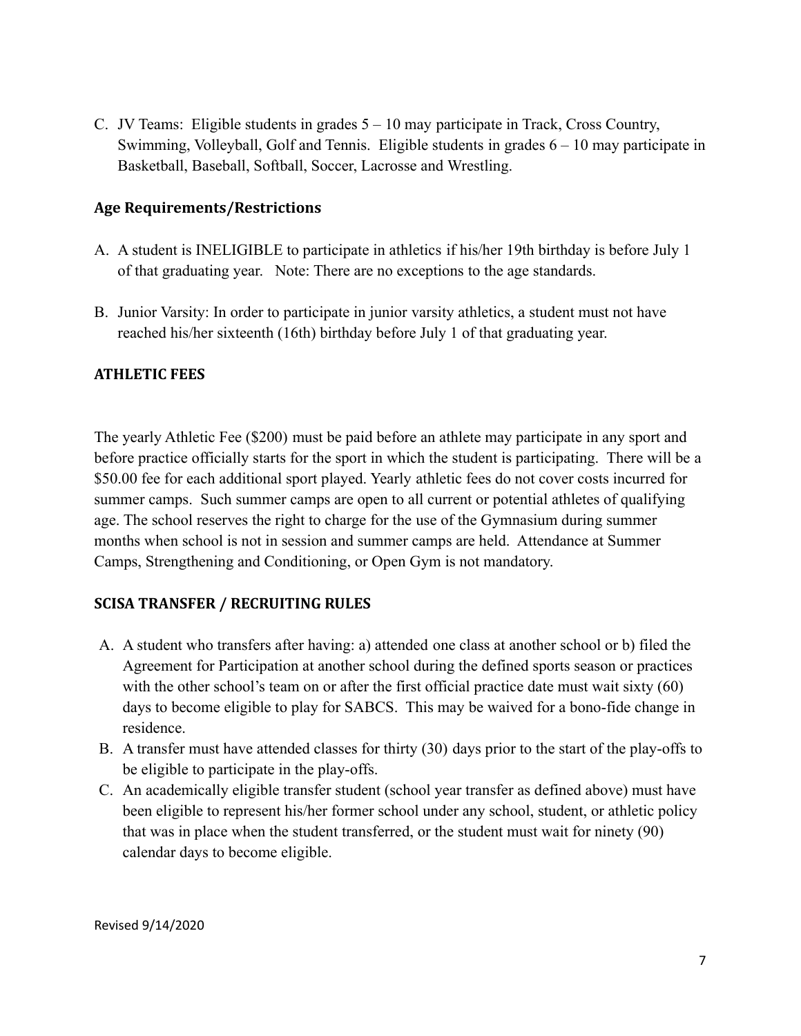C. JV Teams: Eligible students in grades 5 – 10 may participate in Track, Cross Country, Swimming, Volleyball, Golf and Tennis. Eligible students in grades 6 – 10 may participate in Basketball, Baseball, Softball, Soccer, Lacrosse and Wrestling.

### Age Requirements/Restrictions

A. A student is INELIGIBLE to participate in athletics if his/her 19th birthday is before July 1 of that graduating year. Note: There are no exceptions to the age standards.

B. Junior Varsity: In order to participate in junior varsity athletics, a student must not have reached his/her sixteenth (16th) birthday before July 1 of that graduating year.

## ATHLETIC FEES

The yearly Athletic Fee ($200) must be paid before an athlete may participate in any sport and before practice officially starts for the sport in which the student is participating. There will be a $50.00 fee for each additional sport played. Yearly athletic fees do not cover costs incurred for summer camps. Such summer camps are open to all current or potential athletes of qualifying age. The school reserves the right to charge for the use of the Gymnasium during summer months when school is not in session and summer camps are held. Attendance at Summer Camps, Strengthening and Conditioning, or Open Gym is not mandatory.

## SCISA TRANSFER / RECRUITING RULES

A. A student who transfers after having: a) attended one class at another school or b) filed the Agreement for Participation at another school during the defined sports season or practices with the other school's team on or after the first official practice date must wait sixty (60) days to become eligible to play for SABCS. This may be waived for a bono-fide change in residence.

B. A transfer must have attended classes for thirty (30) days prior to the start of the play-offs to be eligible to participate in the play-offs.

C. An academically eligible transfer student (school year transfer as defined above) must have been eligible to represent his/her former school under any school, student, or athletic policy that was in place when the student transferred, or the student must wait for ninety (90) calendar days to become eligible.

Revised 9/14/2020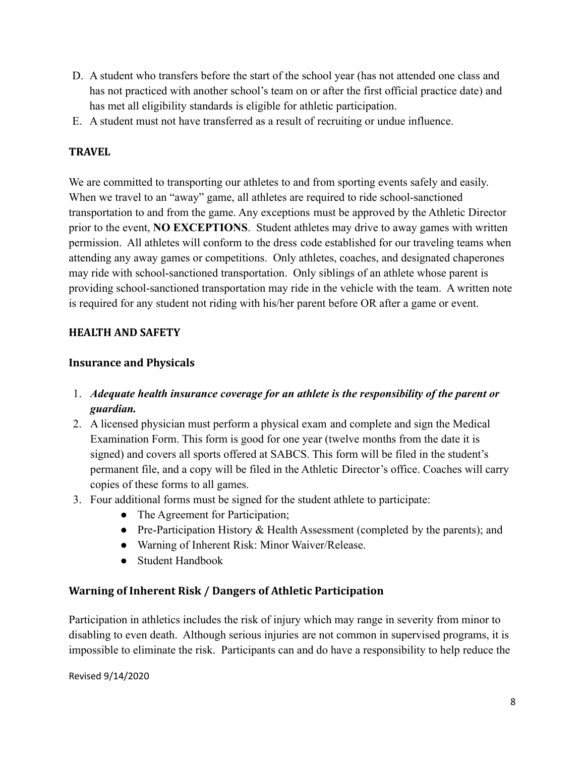D. A student who transfers before the start of the school year (has not attended one class and has not practiced with another school's team on or after the first official practice date) and has met all eligibility standards is eligible for athletic participation.
E. A student must not have transferred as a result of recruiting or undue influence.

## TRAVEL

We are committed to transporting our athletes to and from sporting events safely and easily. When we travel to an "away" game, all athletes are required to ride school-sanctioned transportation to and from the game. Any exceptions must be approved by the Athletic Director prior to the event, **NO EXCEPTIONS**. Student athletes may drive to away games with written permission. All athletes will conform to the dress code established for our traveling teams when attending any away games or competitions. Only athletes, coaches, and designated chaperones may ride with school-sanctioned transportation. Only siblings of an athlete whose parent is providing school-sanctioned transportation may ride in the vehicle with the team. A written note is required for any student not riding with his/her parent before OR after a game or event.

## HEALTH AND SAFETY

### Insurance and Physicals

1. ***Adequate health insurance coverage for an athlete is the responsibility of the parent or guardian.***
2. A licensed physician must perform a physical exam and complete and sign the Medical Examination Form. This form is good for one year (twelve months from the date it is signed) and covers all sports offered at SABCS. This form will be filed in the student's permanent file, and a copy will be filed in the Athletic Director's office. Coaches will carry copies of these forms to all games.
3. Four additional forms must be signed for the student athlete to participate:
    - The Agreement for Participation;
    - Pre-Participation History & Health Assessment (completed by the parents); and
    - Warning of Inherent Risk: Minor Waiver/Release.
    - Student Handbook

### Warning of Inherent Risk / Dangers of Athletic Participation

Participation in athletics includes the risk of injury which may range in severity from minor to disabling to even death. Although serious injuries are not common in supervised programs, it is impossible to eliminate the risk. Participants can and do have a responsibility to help reduce the

Revised 9/14/2020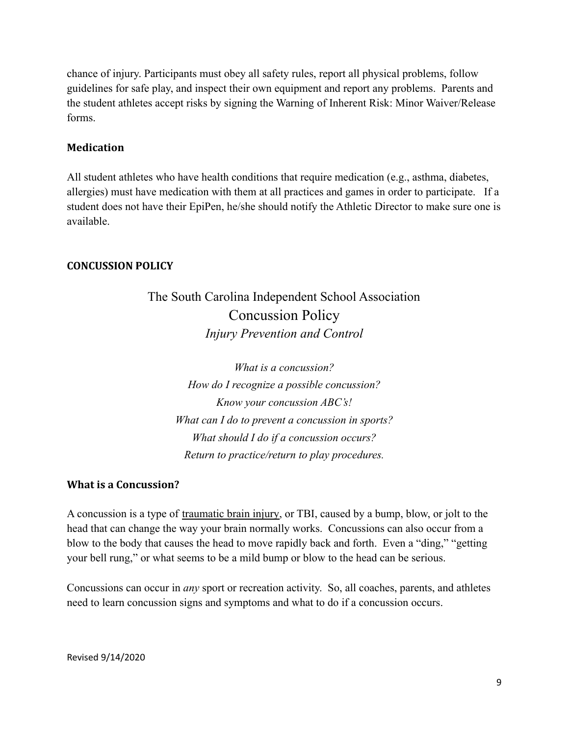chance of injury. Participants must obey all safety rules, report all physical problems, follow guidelines for safe play, and inspect their own equipment and report any problems. Parents and the student athletes accept risks by signing the Warning of Inherent Risk: Minor Waiver/Release forms.

### Medication

All student athletes who have health conditions that require medication (e.g., asthma, diabetes, allergies) must have medication with them at all practices and games in order to participate. If a student does not have their EpiPen, he/she should notify the Athletic Director to make sure one is available.

## CONCUSSION POLICY

<div align="center">

The South Carolina Independent School Association

Concussion Policy

*Injury Prevention and Control*

*What is a concussion?*

*How do I recognize a possible concussion?*

*Know your concussion ABC's!*

*What can I do to prevent a concussion in sports?*

*What should I do if a concussion occurs?*

*Return to practice/return to play procedures.*

</div>

### What is a Concussion?

A concussion is a type of traumatic brain injury, or TBI, caused by a bump, blow, or jolt to the head that can change the way your brain normally works. Concussions can also occur from a blow to the body that causes the head to move rapidly back and forth. Even a "ding," "getting your bell rung," or what seems to be a mild bump or blow to the head can be serious.

Concussions can occur in *any* sport or recreation activity. So, all coaches, parents, and athletes need to learn concussion signs and symptoms and what to do if a concussion occurs.

Revised 9/14/2020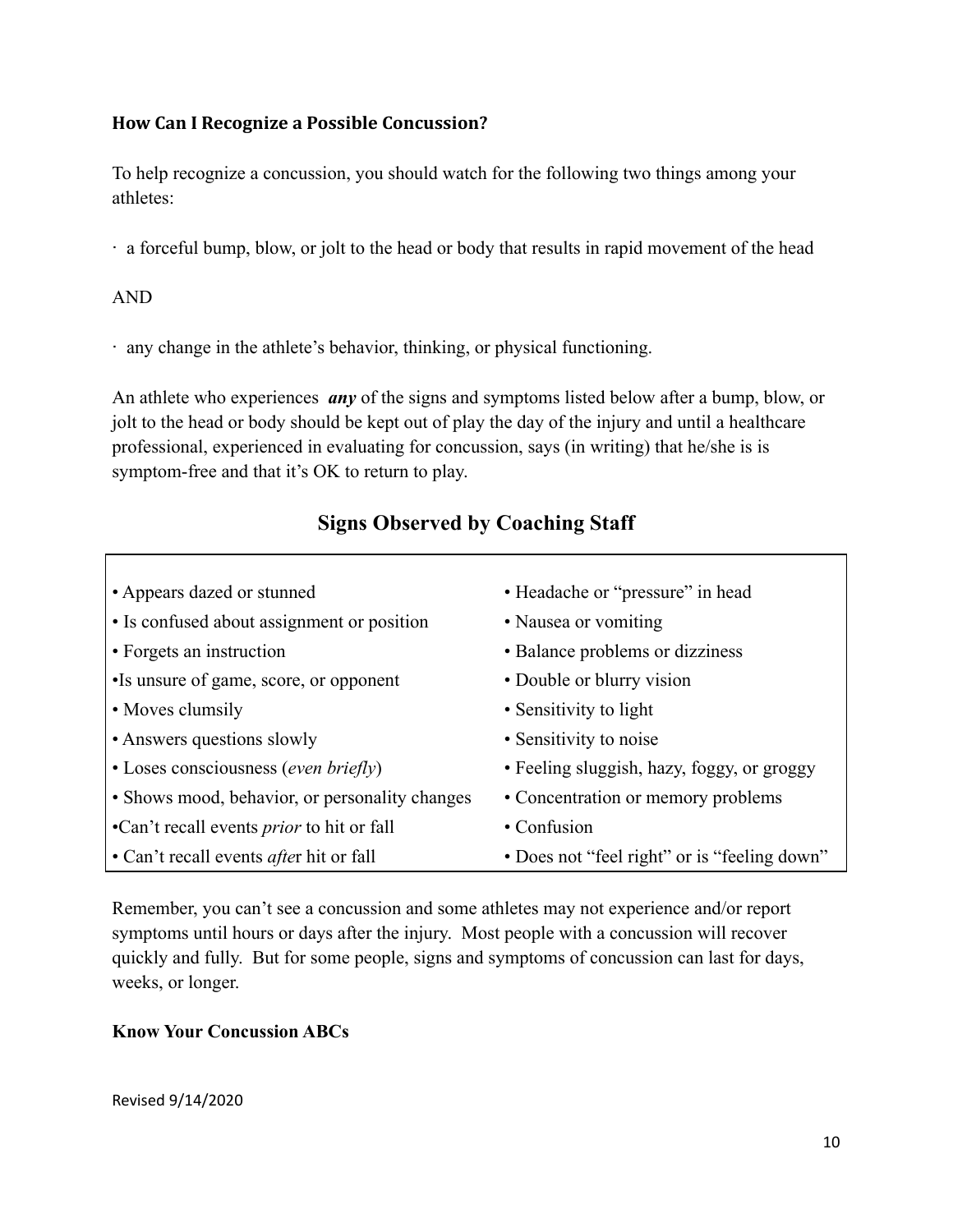### How Can I Recognize a Possible Concussion?

To help recognize a concussion, you should watch for the following two things among your athletes:

· a forceful bump, blow, or jolt to the head or body that results in rapid movement of the head

AND

· any change in the athlete's behavior, thinking, or physical functioning.

An athlete who experiences ***any*** of the signs and symptoms listed below after a bump, blow, or jolt to the head or body should be kept out of play the day of the injury and until a healthcare professional, experienced in evaluating for concussion, says (in writing) that he/she is is symptom-free and that it's OK to return to play.

## Signs Observed by Coaching Staff

| | |
|---|---|
| • Appears dazed or stunned | • Headache or "pressure" in head |
| • Is confused about assignment or position | • Nausea or vomiting |
| • Forgets an instruction | • Balance problems or dizziness |
| •Is unsure of game, score, or opponent | • Double or blurry vision |
| • Moves clumsily | • Sensitivity to light |
| • Answers questions slowly | • Sensitivity to noise |
| • Loses consciousness (*even briefly*) | • Feeling sluggish, hazy, foggy, or groggy |
| • Shows mood, behavior, or personality changes | • Concentration or memory problems |
| •Can't recall events *prior* to hit or fall | • Confusion |
| • Can't recall events *afte*r hit or fall | • Does not "feel right" or is "feeling down" |

Remember, you can't see a concussion and some athletes may not experience and/or report symptoms until hours or days after the injury. Most people with a concussion will recover quickly and fully. But for some people, signs and symptoms of concussion can last for days, weeks, or longer.

**Know Your Concussion ABCs**

Revised 9/14/2020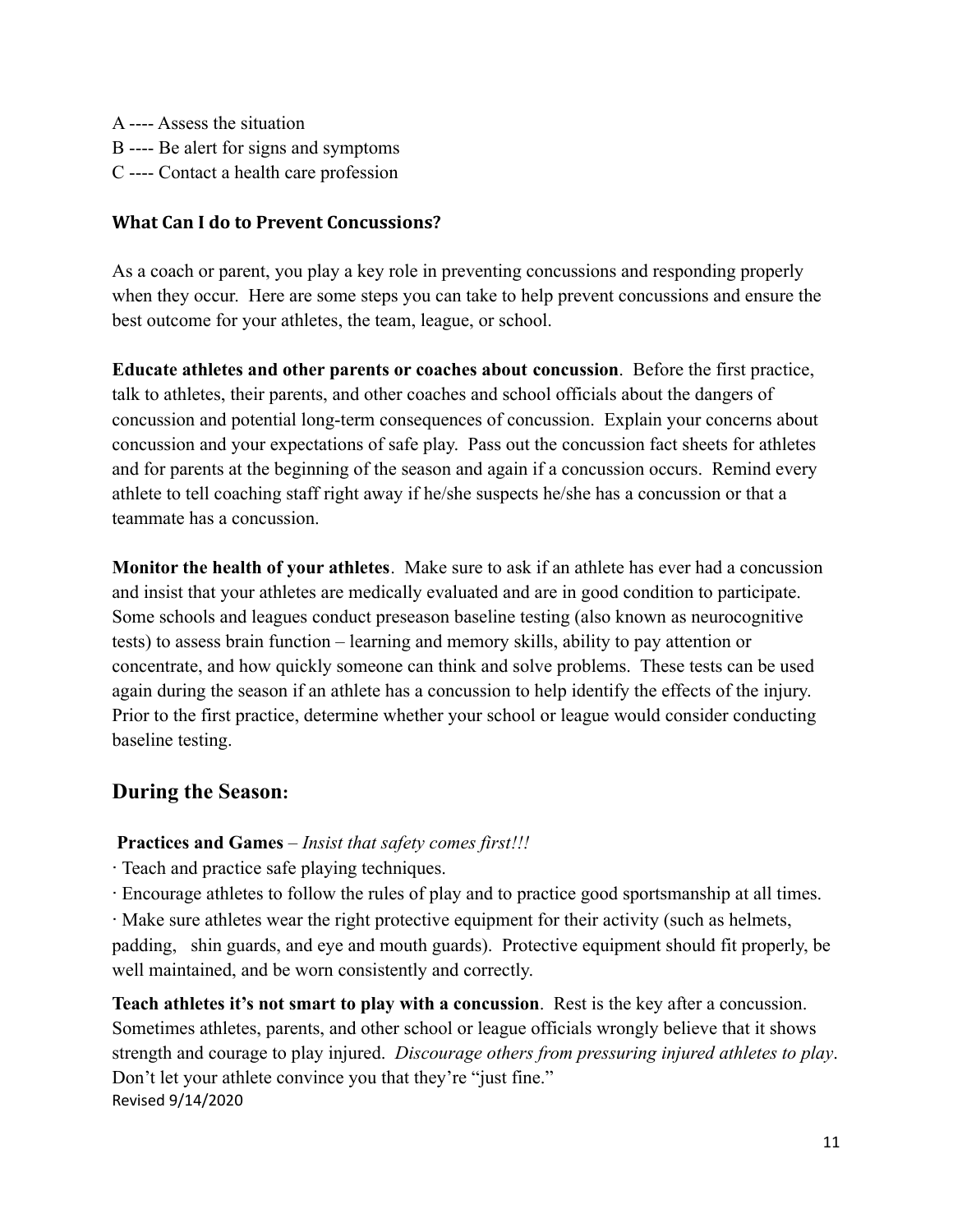A ---- Assess the situation
B ---- Be alert for signs and symptoms
C ---- Contact a health care profession

### What Can I do to Prevent Concussions?

As a coach or parent, you play a key role in preventing concussions and responding properly when they occur. Here are some steps you can take to help prevent concussions and ensure the best outcome for your athletes, the team, league, or school.

**Educate athletes and other parents or coaches about concussion**. Before the first practice, talk to athletes, their parents, and other coaches and school officials about the dangers of concussion and potential long-term consequences of concussion. Explain your concerns about concussion and your expectations of safe play. Pass out the concussion fact sheets for athletes and for parents at the beginning of the season and again if a concussion occurs. Remind every athlete to tell coaching staff right away if he/she suspects he/she has a concussion or that a teammate has a concussion.

**Monitor the health of your athletes**. Make sure to ask if an athlete has ever had a concussion and insist that your athletes are medically evaluated and are in good condition to participate. Some schools and leagues conduct preseason baseline testing (also known as neurocognitive tests) to assess brain function – learning and memory skills, ability to pay attention or concentrate, and how quickly someone can think and solve problems. These tests can be used again during the season if an athlete has a concussion to help identify the effects of the injury. Prior to the first practice, determine whether your school or league would consider conducting baseline testing.

## During the Season:

**Practices and Games** – *Insist that safety comes first!!!*

· Teach and practice safe playing techniques.

· Encourage athletes to follow the rules of play and to practice good sportsmanship at all times.

· Make sure athletes wear the right protective equipment for their activity (such as helmets, padding, shin guards, and eye and mouth guards). Protective equipment should fit properly, be well maintained, and be worn consistently and correctly.

**Teach athletes it's not smart to play with a concussion**. Rest is the key after a concussion. Sometimes athletes, parents, and other school or league officials wrongly believe that it shows strength and courage to play injured. *Discourage others from pressuring injured athletes to play*. Don't let your athlete convince you that they're "just fine."

Revised 9/14/2020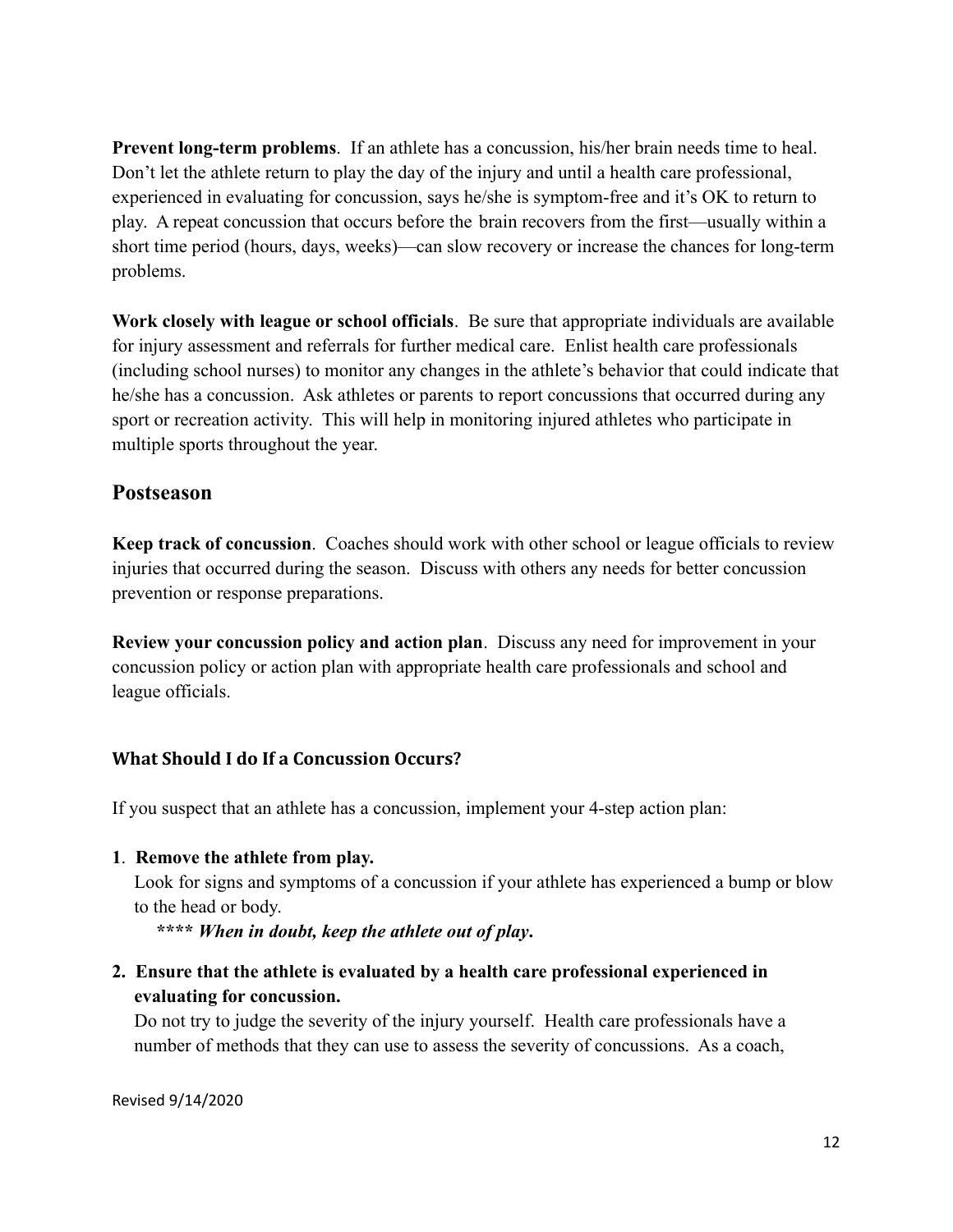**Prevent long-term problems**. If an athlete has a concussion, his/her brain needs time to heal. Don't let the athlete return to play the day of the injury and until a health care professional, experienced in evaluating for concussion, says he/she is symptom-free and it's OK to return to play. A repeat concussion that occurs before the brain recovers from the first—usually within a short time period (hours, days, weeks)—can slow recovery or increase the chances for long-term problems.

**Work closely with league or school officials**. Be sure that appropriate individuals are available for injury assessment and referrals for further medical care. Enlist health care professionals (including school nurses) to monitor any changes in the athlete's behavior that could indicate that he/she has a concussion. Ask athletes or parents to report concussions that occurred during any sport or recreation activity. This will help in monitoring injured athletes who participate in multiple sports throughout the year.

## Postseason

**Keep track of concussion**. Coaches should work with other school or league officials to review injuries that occurred during the season. Discuss with others any needs for better concussion prevention or response preparations.

**Review your concussion policy and action plan**. Discuss any need for improvement in your concussion policy or action plan with appropriate health care professionals and school and league officials.

### What Should I do If a Concussion Occurs?

If you suspect that an athlete has a concussion, implement your 4-step action plan:

**1**. **Remove the athlete from play.**
Look for signs and symptoms of a concussion if your athlete has experienced a bump or blow to the head or body.
***\*\*\*\* When in doubt, keep the athlete out of play*.**

**2. Ensure that the athlete is evaluated by a health care professional experienced in evaluating for concussion.**
Do not try to judge the severity of the injury yourself. Health care professionals have a number of methods that they can use to assess the severity of concussions. As a coach,

Revised 9/14/2020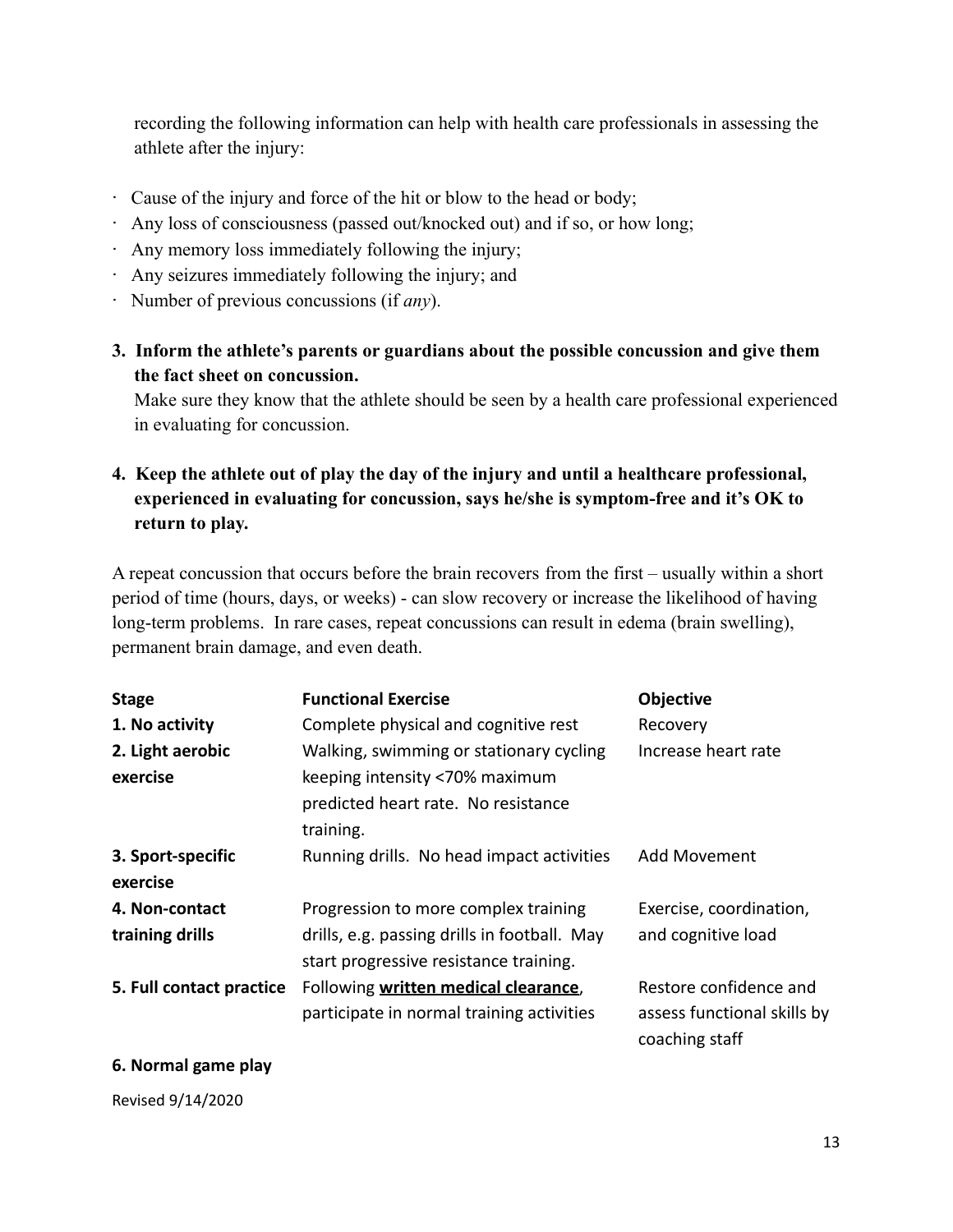recording the following information can help with health care professionals in assessing the athlete after the injury:

- Cause of the injury and force of the hit or blow to the head or body;
- Any loss of consciousness (passed out/knocked out) and if so, or how long;
- Any memory loss immediately following the injury;
- Any seizures immediately following the injury; and
- Number of previous concussions (if *any*).

3. **Inform the athlete's parents or guardians about the possible concussion and give them the fact sheet on concussion.**
   Make sure they know that the athlete should be seen by a health care professional experienced in evaluating for concussion.

4. **Keep the athlete out of play the day of the injury and until a healthcare professional, experienced in evaluating for concussion, says he/she is symptom-free and it's OK to return to play.**

A repeat concussion that occurs before the brain recovers from the first – usually within a short period of time (hours, days, or weeks) - can slow recovery or increase the likelihood of having long-term problems. In rare cases, repeat concussions can result in edema (brain swelling), permanent brain damage, and even death.

| Stage | Functional Exercise | Objective |
|---|---|---|
| **1. No activity** | Complete physical and cognitive rest | Recovery |
| **2. Light aerobic exercise** | Walking, swimming or stationary cycling keeping intensity <70% maximum predicted heart rate. No resistance training. | Increase heart rate |
| **3. Sport-specific exercise** | Running drills. No head impact activities | Add Movement |
| **4. Non-contact training drills** | Progression to more complex training drills, e.g. passing drills in football. May start progressive resistance training. | Exercise, coordination, and cognitive load |
| **5. Full contact practice** | Following **written medical clearance**, participate in normal training activities | Restore confidence and assess functional skills by coaching staff |
| **6. Normal game play** | | |

Revised 9/14/2020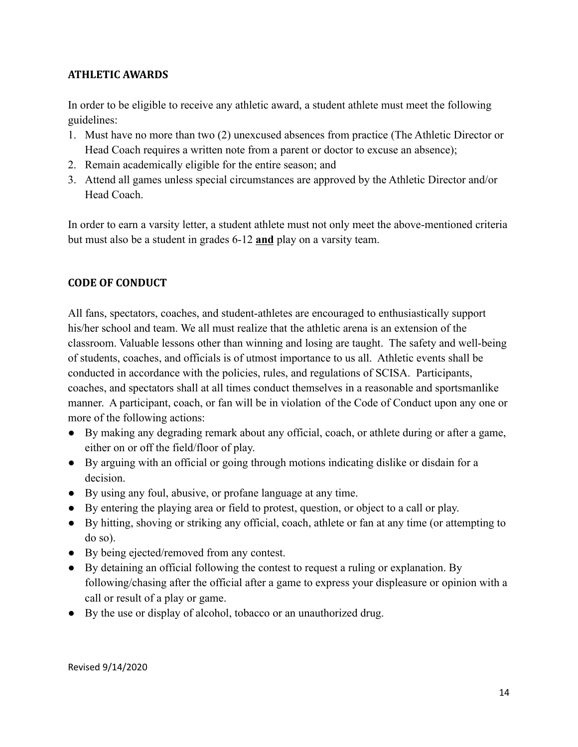## ATHLETIC AWARDS

In order to be eligible to receive any athletic award, a student athlete must meet the following guidelines:

1. Must have no more than two (2) unexcused absences from practice (The Athletic Director or Head Coach requires a written note from a parent or doctor to excuse an absence);
2. Remain academically eligible for the entire season; and
3. Attend all games unless special circumstances are approved by the Athletic Director and/or Head Coach.

In order to earn a varsity letter, a student athlete must not only meet the above-mentioned criteria but must also be a student in grades 6-12 **and** play on a varsity team.

## CODE OF CONDUCT

All fans, spectators, coaches, and student-athletes are encouraged to enthusiastically support his/her school and team. We all must realize that the athletic arena is an extension of the classroom. Valuable lessons other than winning and losing are taught. The safety and well-being of students, coaches, and officials is of utmost importance to us all. Athletic events shall be conducted in accordance with the policies, rules, and regulations of SCISA. Participants, coaches, and spectators shall at all times conduct themselves in a reasonable and sportsmanlike manner. A participant, coach, or fan will be in violation of the Code of Conduct upon any one or more of the following actions:

- By making any degrading remark about any official, coach, or athlete during or after a game, either on or off the field/floor of play.
- By arguing with an official or going through motions indicating dislike or disdain for a decision.
- By using any foul, abusive, or profane language at any time.
- By entering the playing area or field to protest, question, or object to a call or play.
- By hitting, shoving or striking any official, coach, athlete or fan at any time (or attempting to do so).
- By being ejected/removed from any contest.
- By detaining an official following the contest to request a ruling or explanation. By following/chasing after the official after a game to express your displeasure or opinion with a call or result of a play or game.
- By the use or display of alcohol, tobacco or an unauthorized drug.

Revised 9/14/2020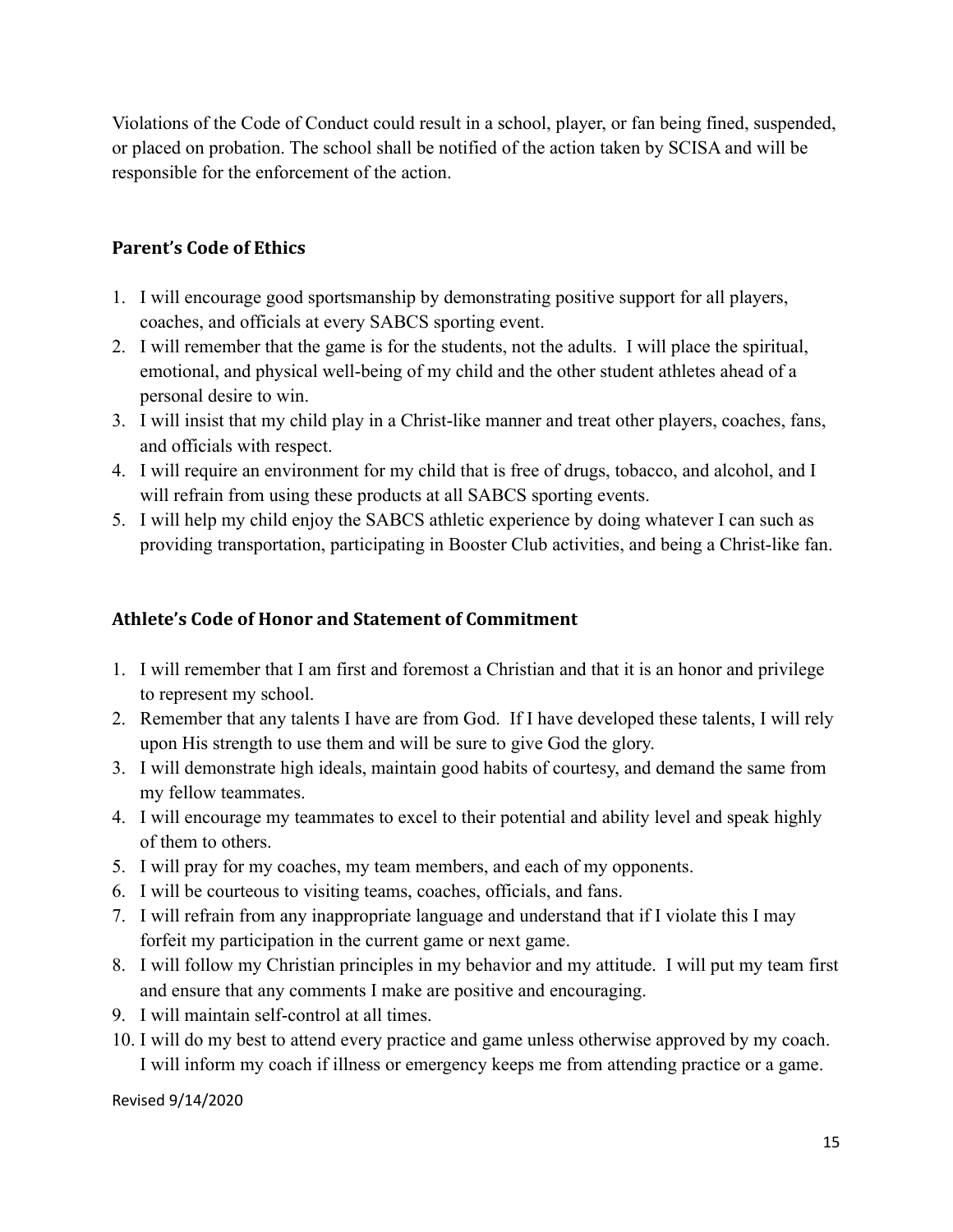Violations of the Code of Conduct could result in a school, player, or fan being fined, suspended, or placed on probation. The school shall be notified of the action taken by SCISA and will be responsible for the enforcement of the action.

### Parent's Code of Ethics

1. I will encourage good sportsmanship by demonstrating positive support for all players, coaches, and officials at every SABCS sporting event.
2. I will remember that the game is for the students, not the adults. I will place the spiritual, emotional, and physical well-being of my child and the other student athletes ahead of a personal desire to win.
3. I will insist that my child play in a Christ-like manner and treat other players, coaches, fans, and officials with respect.
4. I will require an environment for my child that is free of drugs, tobacco, and alcohol, and I will refrain from using these products at all SABCS sporting events.
5. I will help my child enjoy the SABCS athletic experience by doing whatever I can such as providing transportation, participating in Booster Club activities, and being a Christ-like fan.

### Athlete's Code of Honor and Statement of Commitment

1. I will remember that I am first and foremost a Christian and that it is an honor and privilege to represent my school.
2. Remember that any talents I have are from God. If I have developed these talents, I will rely upon His strength to use them and will be sure to give God the glory.
3. I will demonstrate high ideals, maintain good habits of courtesy, and demand the same from my fellow teammates.
4. I will encourage my teammates to excel to their potential and ability level and speak highly of them to others.
5. I will pray for my coaches, my team members, and each of my opponents.
6. I will be courteous to visiting teams, coaches, officials, and fans.
7. I will refrain from any inappropriate language and understand that if I violate this I may forfeit my participation in the current game or next game.
8. I will follow my Christian principles in my behavior and my attitude. I will put my team first and ensure that any comments I make are positive and encouraging.
9. I will maintain self-control at all times.
10. I will do my best to attend every practice and game unless otherwise approved by my coach. I will inform my coach if illness or emergency keeps me from attending practice or a game.

Revised 9/14/2020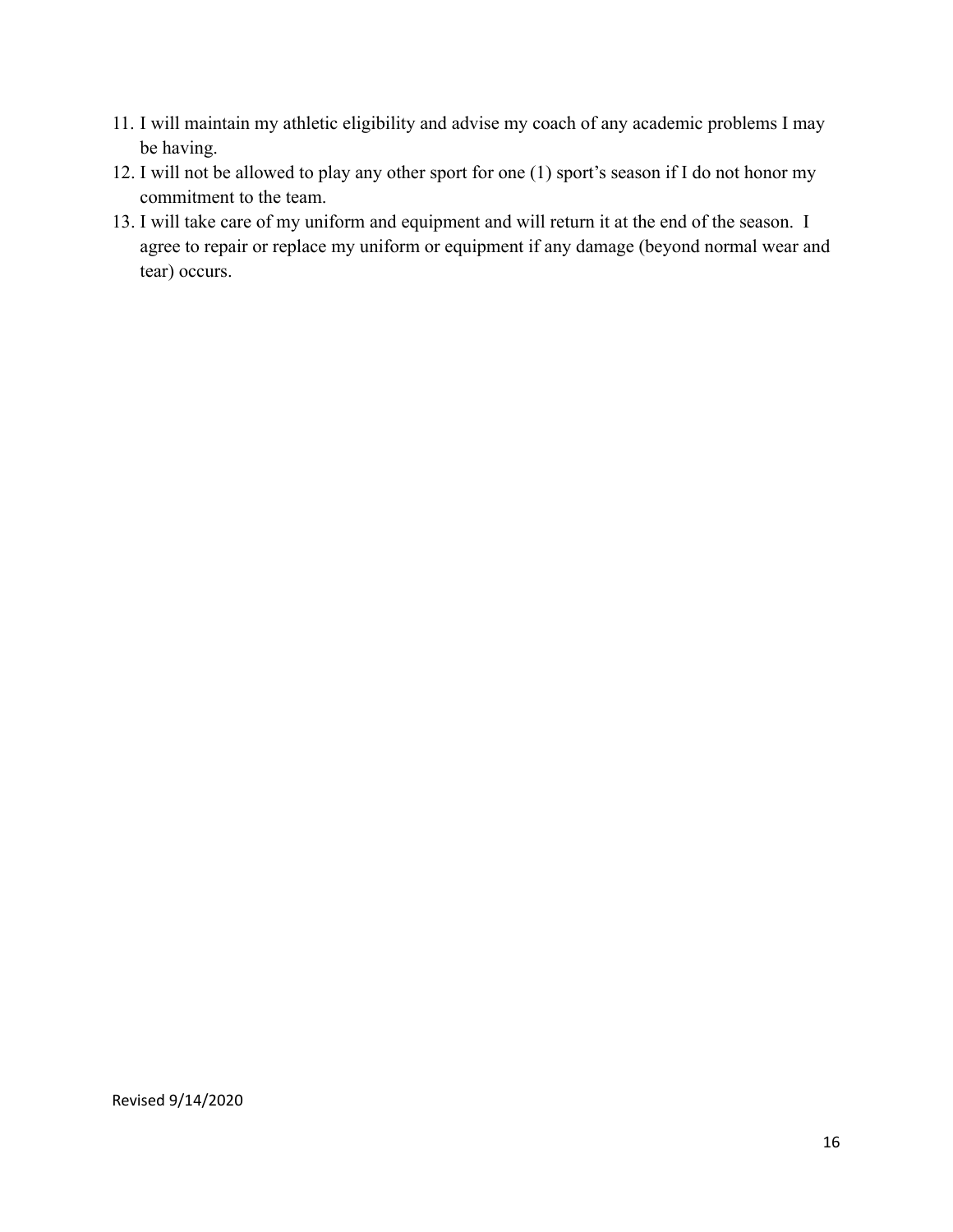11. I will maintain my athletic eligibility and advise my coach of any academic problems I may be having.
12. I will not be allowed to play any other sport for one (1) sport's season if I do not honor my commitment to the team.
13. I will take care of my uniform and equipment and will return it at the end of the season. I agree to repair or replace my uniform or equipment if any damage (beyond normal wear and tear) occurs.

Revised 9/14/2020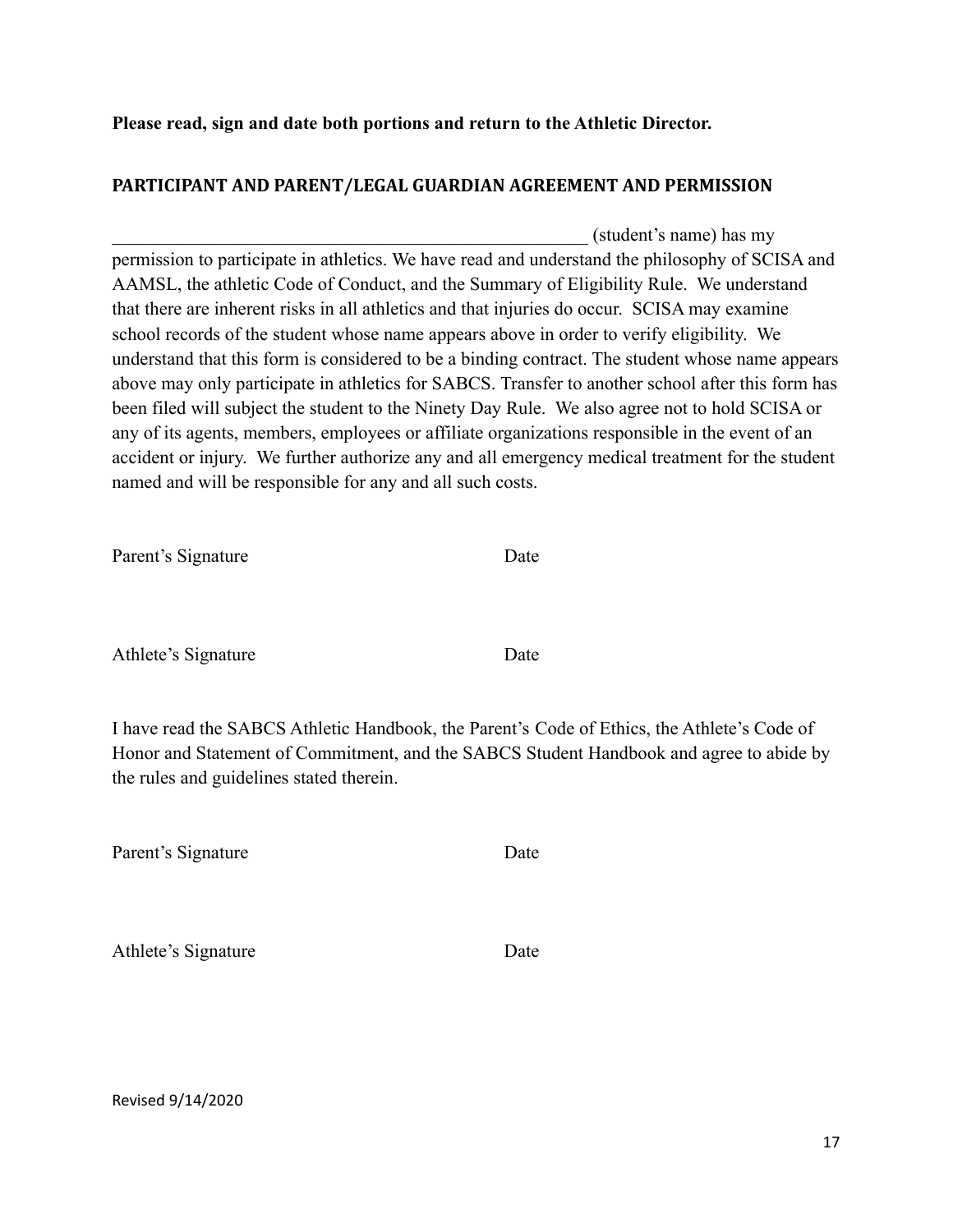**Please read, sign and date both portions and return to the Athletic Director.**

## PARTICIPANT AND PARENT/LEGAL GUARDIAN AGREEMENT AND PERMISSION

_____________________________________________________ (student's name) has my permission to participate in athletics. We have read and understand the philosophy of SCISA and AAMSL, the athletic Code of Conduct, and the Summary of Eligibility Rule. We understand that there are inherent risks in all athletics and that injuries do occur. SCISA may examine school records of the student whose name appears above in order to verify eligibility. We understand that this form is considered to be a binding contract. The student whose name appears above may only participate in athletics for SABCS. Transfer to another school after this form has been filed will subject the student to the Ninety Day Rule. We also agree not to hold SCISA or any of its agents, members, employees or affiliate organizations responsible in the event of an accident or injury. We further authorize any and all emergency medical treatment for the student named and will be responsible for any and all such costs.

Parent's Signature Date

Athlete's Signature Date

I have read the SABCS Athletic Handbook, the Parent's Code of Ethics, the Athlete's Code of Honor and Statement of Commitment, and the SABCS Student Handbook and agree to abide by the rules and guidelines stated therein.

Parent's Signature Date

Athlete's Signature Date

Revised 9/14/2020